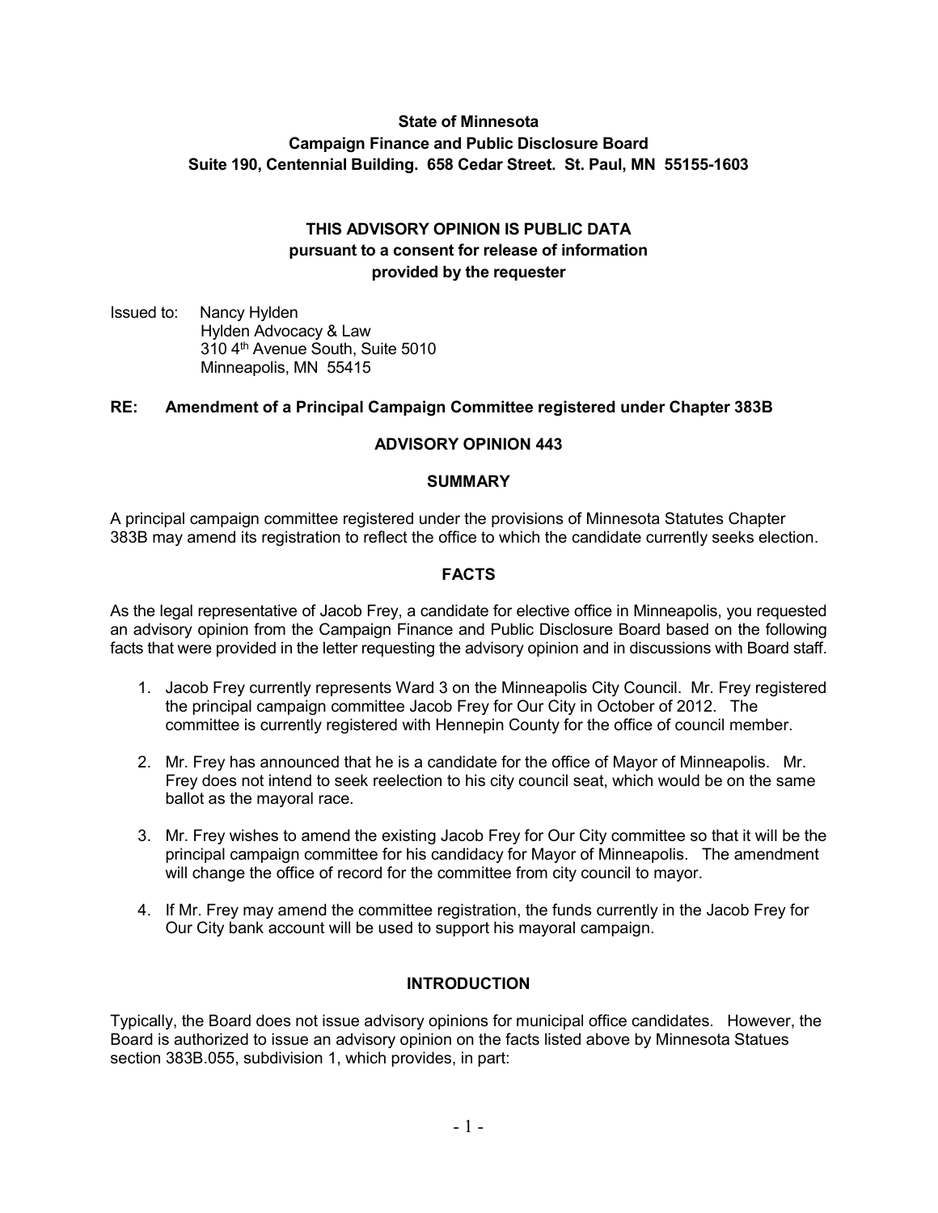**State of Minnesota**
**Campaign Finance and Public Disclosure Board**
**Suite 190, Centennial Building. 658 Cedar Street. St. Paul, MN 55155-1603**

**THIS ADVISORY OPINION IS PUBLIC DATA**
**pursuant to a consent for release of information**
**provided by the requester**

Issued to: Nancy Hylden
Hylden Advocacy & Law
310 4th Avenue South, Suite 5010
Minneapolis, MN 55415

**RE: Amendment of a Principal Campaign Committee registered under Chapter 383B**

## ADVISORY OPINION 443

### SUMMARY

A principal campaign committee registered under the provisions of Minnesota Statutes Chapter 383B may amend its registration to reflect the office to which the candidate currently seeks election.

### FACTS

As the legal representative of Jacob Frey, a candidate for elective office in Minneapolis, you requested an advisory opinion from the Campaign Finance and Public Disclosure Board based on the following facts that were provided in the letter requesting the advisory opinion and in discussions with Board staff.

1. Jacob Frey currently represents Ward 3 on the Minneapolis City Council. Mr. Frey registered the principal campaign committee Jacob Frey for Our City in October of 2012. The committee is currently registered with Hennepin County for the office of council member.
2. Mr. Frey has announced that he is a candidate for the office of Mayor of Minneapolis. Mr. Frey does not intend to seek reelection to his city council seat, which would be on the same ballot as the mayoral race.
3. Mr. Frey wishes to amend the existing Jacob Frey for Our City committee so that it will be the principal campaign committee for his candidacy for Mayor of Minneapolis. The amendment will change the office of record for the committee from city council to mayor.
4. If Mr. Frey may amend the committee registration, the funds currently in the Jacob Frey for Our City bank account will be used to support his mayoral campaign.

### INTRODUCTION

Typically, the Board does not issue advisory opinions for municipal office candidates. However, the Board is authorized to issue an advisory opinion on the facts listed above by Minnesota Statues section 383B.055, subdivision 1, which provides, in part: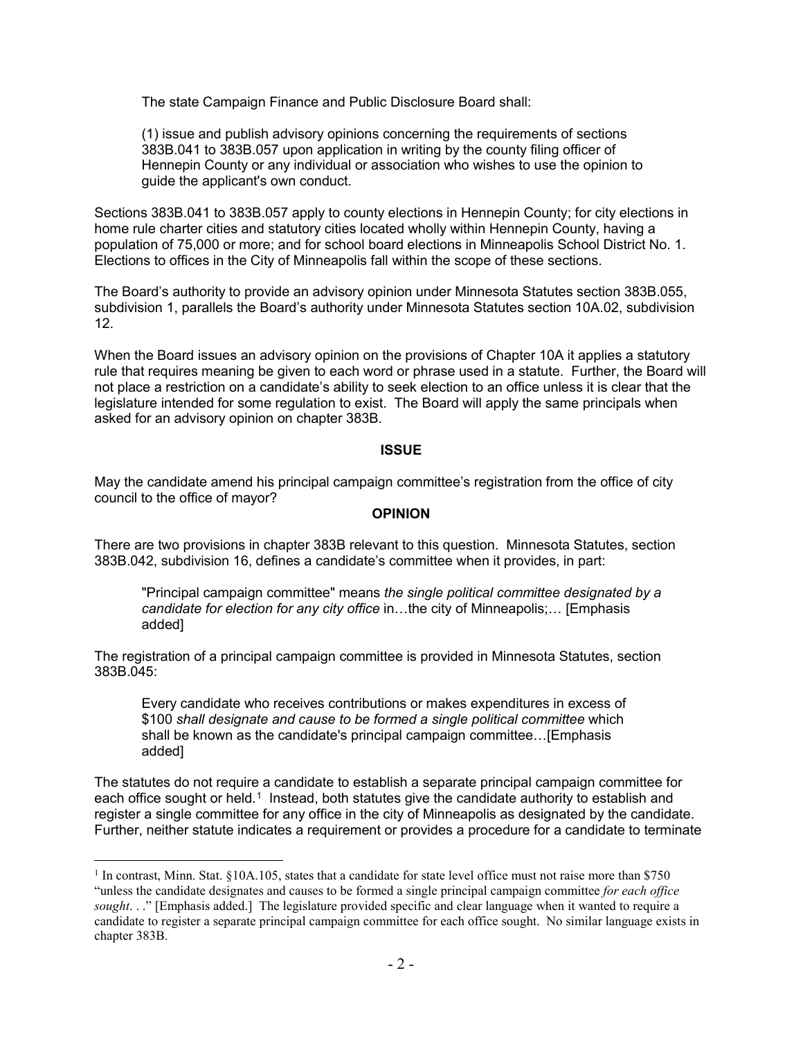The state Campaign Finance and Public Disclosure Board shall:

> (1) issue and publish advisory opinions concerning the requirements of sections 383B.041 to 383B.057 upon application in writing by the county filing officer of Hennepin County or any individual or association who wishes to use the opinion to guide the applicant's own conduct.

Sections 383B.041 to 383B.057 apply to county elections in Hennepin County; for city elections in home rule charter cities and statutory cities located wholly within Hennepin County, having a population of 75,000 or more; and for school board elections in Minneapolis School District No. 1. Elections to offices in the City of Minneapolis fall within the scope of these sections.

The Board's authority to provide an advisory opinion under Minnesota Statutes section 383B.055, subdivision 1, parallels the Board's authority under Minnesota Statutes section 10A.02, subdivision 12.

When the Board issues an advisory opinion on the provisions of Chapter 10A it applies a statutory rule that requires meaning be given to each word or phrase used in a statute. Further, the Board will not place a restriction on a candidate's ability to seek election to an office unless it is clear that the legislature intended for some regulation to exist. The Board will apply the same principals when asked for an advisory opinion on chapter 383B.

**ISSUE**

May the candidate amend his principal campaign committee's registration from the office of city council to the office of mayor?

**OPINION**

There are two provisions in chapter 383B relevant to this question. Minnesota Statutes, section 383B.042, subdivision 16, defines a candidate's committee when it provides, in part:

> "Principal campaign committee" means *the single political committee designated by a candidate for election for any city office* in…the city of Minneapolis;… [Emphasis added]

The registration of a principal campaign committee is provided in Minnesota Statutes, section 383B.045:

> Every candidate who receives contributions or makes expenditures in excess of $100 *shall designate and cause to be formed a single political committee* which shall be known as the candidate's principal campaign committee…[Emphasis added]

The statutes do not require a candidate to establish a separate principal campaign committee for each office sought or held.[1] Instead, both statutes give the candidate authority to establish and register a single committee for any office in the city of Minneapolis as designated by the candidate. Further, neither statute indicates a requirement or provides a procedure for a candidate to terminate

[1] In contrast, Minn. Stat. §10A.105, states that a candidate for state level office must not raise more than $750 "unless the candidate designates and causes to be formed a single principal campaign committee *for each office sought*. . ." [Emphasis added.] The legislature provided specific and clear language when it wanted to require a candidate to register a separate principal campaign committee for each office sought. No similar language exists in chapter 383B.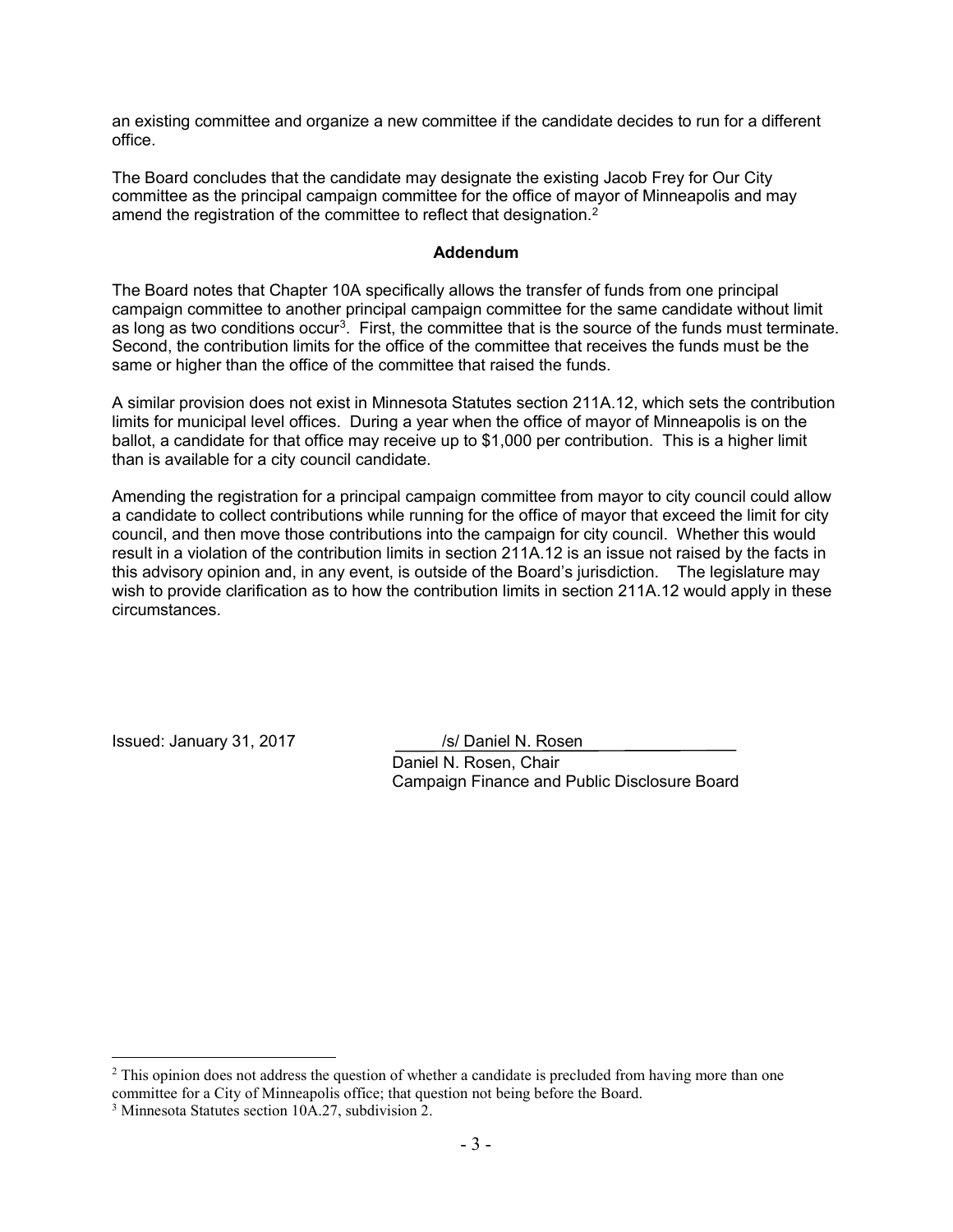an existing committee and organize a new committee if the candidate decides to run for a different office.

The Board concludes that the candidate may designate the existing Jacob Frey for Our City committee as the principal campaign committee for the office of mayor of Minneapolis and may amend the registration of the committee to reflect that designation.[2]

### Addendum

The Board notes that Chapter 10A specifically allows the transfer of funds from one principal campaign committee to another principal campaign committee for the same candidate without limit as long as two conditions occur[3]. First, the committee that is the source of the funds must terminate. Second, the contribution limits for the office of the committee that receives the funds must be the same or higher than the office of the committee that raised the funds.

A similar provision does not exist in Minnesota Statutes section 211A.12, which sets the contribution limits for municipal level offices. During a year when the office of mayor of Minneapolis is on the ballot, a candidate for that office may receive up to $1,000 per contribution. This is a higher limit than is available for a city council candidate.

Amending the registration for a principal campaign committee from mayor to city council could allow a candidate to collect contributions while running for the office of mayor that exceed the limit for city council, and then move those contributions into the campaign for city council. Whether this would result in a violation of the contribution limits in section 211A.12 is an issue not raised by the facts in this advisory opinion and, in any event, is outside of the Board's jurisdiction. The legislature may wish to provide clarification as to how the contribution limits in section 211A.12 would apply in these circumstances.

Issued: January 31, 2017

/s/ Daniel N. Rosen
Daniel N. Rosen, Chair
Campaign Finance and Public Disclosure Board

---

[2] This opinion does not address the question of whether a candidate is precluded from having more than one committee for a City of Minneapolis office; that question not being before the Board.

[3] Minnesota Statutes section 10A.27, subdivision 2.